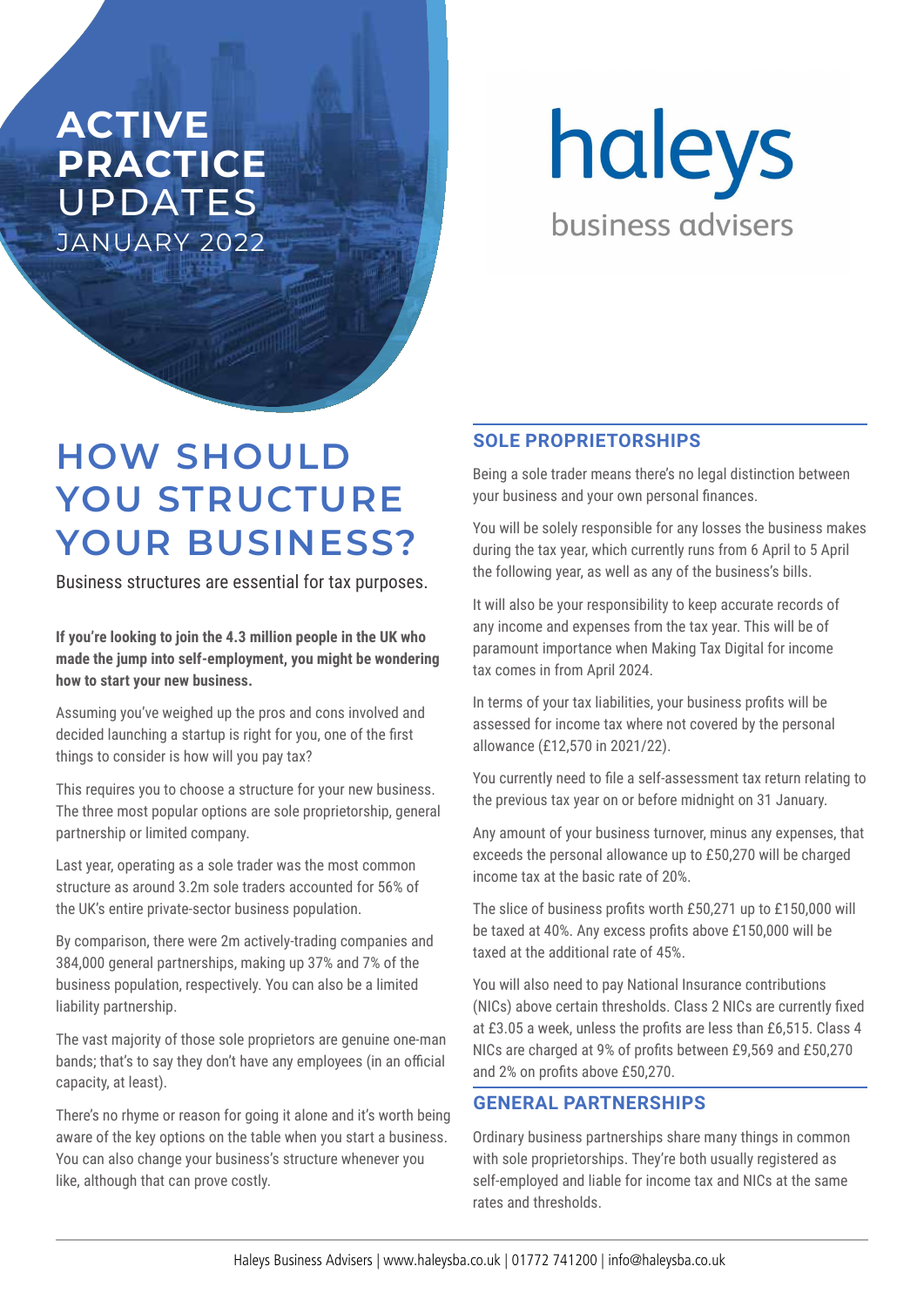# ACTIVE PRACTICE UPDATES

JANUARY 2022

haleys

business advisers

## HOW SHOULD YOU STRUCTURE YOUR BUSINESS?

Business structures are essential for tax purposes.

**If you're looking to join the 4.3 million people in the UK who made the jump into self-employment, you might be wondering how to start your new business.**

Assuming you've weighed up the pros and cons involved and decided launching a startup is right for you, one of the first things to consider is how will you pay tax?

This requires you to choose a structure for your new business. The three most popular options are sole proprietorship, general partnership or limited company.

Last year, operating as a sole trader was the most common structure as around 3.2m sole traders accounted for 56% of the UK's entire private-sector business population.

By comparison, there were 2m actively-trading companies and 384,000 general partnerships, making up 37% and 7% of the business population, respectively. You can also be a limited liability partnership.

The vast majority of those sole proprietors are genuine one-man bands; that's to say they don't have any employees (in an official capacity, at least).

There's no rhyme or reason for going it alone and it's worth being aware of the key options on the table when you start a business. You can also change your business's structure whenever you like, although that can prove costly.

### SOLE PROPRIETORSHIPS

Being a sole trader means there's no legal distinction between your business and your own personal finances.

You will be solely responsible for any losses the business makes during the tax year, which currently runs from 6 April to 5 April the following year, as well as any of the business's bills.

It will also be your responsibility to keep accurate records of any income and expenses from the tax year. This will be of paramount importance when Making Tax Digital for income tax comes in from April 2024.

In terms of your tax liabilities, your business profits will be assessed for income tax where not covered by the personal allowance (£12,570 in 2021/22).

You currently need to file a self-assessment tax return relating to the previous tax year on or before midnight on 31 January.

Any amount of your business turnover, minus any expenses, that exceeds the personal allowance up to £50,270 will be charged income tax at the basic rate of 20%.

The slice of business profits worth £50,271 up to £150,000 will be taxed at 40%. Any excess profits above £150,000 will be taxed at the additional rate of 45%.

You will also need to pay National Insurance contributions (NICs) above certain thresholds. Class 2 NICs are currently fixed at £3.05 a week, unless the profits are less than £6,515. Class 4 NICs are charged at 9% of profits between £9,569 and £50,270 and 2% on profits above £50,270.

### GENERAL PARTNERSHIPS

Ordinary business partnerships share many things in common with sole proprietorships. They're both usually registered as self-employed and liable for income tax and NICs at the same rates and thresholds.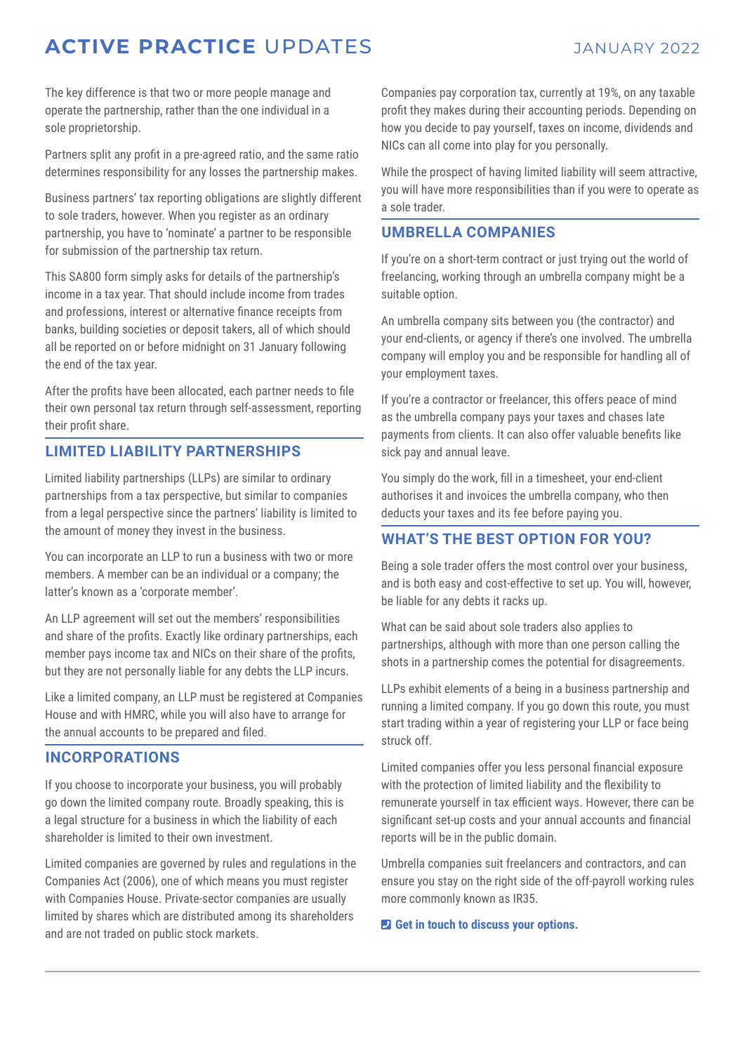The key difference is that two or more people manage and operate the partnership, rather than the one individual in a sole proprietorship.

Partners split any profit in a pre-agreed ratio, and the same ratio determines responsibility for any losses the partnership makes.

Business partners' tax reporting obligations are slightly different to sole traders, however. When you register as an ordinary partnership, you have to 'nominate' a partner to be responsible for submission of the partnership tax return.

This SA800 form simply asks for details of the partnership's income in a tax year. That should include income from trades and professions, interest or alternative finance receipts from banks, building societies or deposit takers, all of which should all be reported on or before midnight on 31 January following the end of the tax year.

After the profits have been allocated, each partner needs to file their own personal tax return through self-assessment, reporting their profit share.

## LIMITED LIABILITY PARTNERSHIPS

Limited liability partnerships (LLPs) are similar to ordinary partnerships from a tax perspective, but similar to companies from a legal perspective since the partners' liability is limited to the amount of money they invest in the business.

You can incorporate an LLP to run a business with two or more members. A member can be an individual or a company; the latter's known as a 'corporate member'.

An LLP agreement will set out the members' responsibilities and share of the profits. Exactly like ordinary partnerships, each member pays income tax and NICs on their share of the profits, but they are not personally liable for any debts the LLP incurs.

Like a limited company, an LLP must be registered at Companies House and with HMRC, while you will also have to arrange for the annual accounts to be prepared and filed.

## INCORPORATIONS

If you choose to incorporate your business, you will probably go down the limited company route. Broadly speaking, this is a legal structure for a business in which the liability of each shareholder is limited to their own investment.

Limited companies are governed by rules and regulations in the Companies Act (2006), one of which means you must register with Companies House. Private-sector companies are usually limited by shares which are distributed among its shareholders and are not traded on public stock markets.

Companies pay corporation tax, currently at 19%, on any taxable profit they makes during their accounting periods. Depending on how you decide to pay yourself, taxes on income, dividends and NICs can all come into play for you personally.

While the prospect of having limited liability will seem attractive, you will have more responsibilities than if you were to operate as a sole trader.

## UMBRELLA COMPANIES

If you're on a short-term contract or just trying out the world of freelancing, working through an umbrella company might be a suitable option.

An umbrella company sits between you (the contractor) and your end-clients, or agency if there's one involved. The umbrella company will employ you and be responsible for handling all of your employment taxes.

If you're a contractor or freelancer, this offers peace of mind as the umbrella company pays your taxes and chases late payments from clients. It can also offer valuable benefits like sick pay and annual leave.

You simply do the work, fill in a timesheet, your end-client authorises it and invoices the umbrella company, who then deducts your taxes and its fee before paying you.

## WHAT'S THE BEST OPTION FOR YOU?

Being a sole trader offers the most control over your business, and is both easy and cost-effective to set up. You will, however, be liable for any debts it racks up.

What can be said about sole traders also applies to partnerships, although with more than one person calling the shots in a partnership comes the potential for disagreements.

LLPs exhibit elements of a being in a business partnership and running a limited company. If you go down this route, you must start trading within a year of registering your LLP or face being struck off.

Limited companies offer you less personal financial exposure with the protection of limited liability and the flexibility to remunerate yourself in tax efficient ways. However, there can be significant set-up costs and your annual accounts and financial reports will be in the public domain.

Umbrella companies suit freelancers and contractors, and can ensure you stay on the right side of the off-payroll working rules more commonly known as IR35.

**Get in touch to discuss your options.**